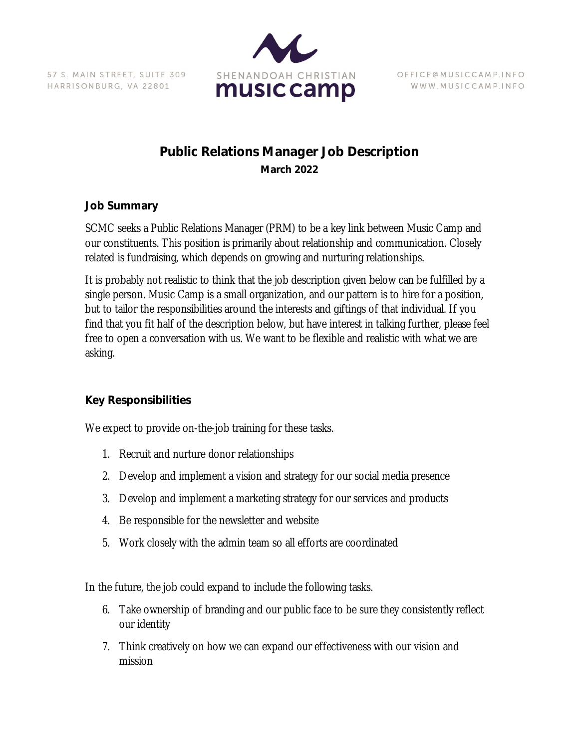57 S. MAIN STREET, SUITE 309
HARRISONBURG, VA 22801

SHENANDOAH CHRISTIAN
**music camp**

OFFICE@MUSICCAMP.INFO
WWW.MUSICCAMP.INFO

# Public Relations Manager Job Description

**March 2022**

## Job Summary

SCMC seeks a Public Relations Manager (PRM) to be a key link between Music Camp and our constituents. This position is primarily about relationship and communication. Closely related is fundraising, which depends on growing and nurturing relationships.

It is probably not realistic to think that the job description given below can be fulfilled by a single person. Music Camp is a small organization, and our pattern is to hire for a position, but to tailor the responsibilities around the interests and giftings of that individual. If you find that you fit half of the description below, but have interest in talking further, please feel free to open a conversation with us. We want to be flexible and realistic with what we are asking.

## Key Responsibilities

We expect to provide on-the-job training for these tasks.

1. Recruit and nurture donor relationships
2. Develop and implement a vision and strategy for our social media presence
3. Develop and implement a marketing strategy for our services and products
4. Be responsible for the newsletter and website
5. Work closely with the admin team so all efforts are coordinated

In the future, the job could expand to include the following tasks.

6. Take ownership of branding and our public face to be sure they consistently reflect our identity
7. Think creatively on how we can expand our effectiveness with our vision and mission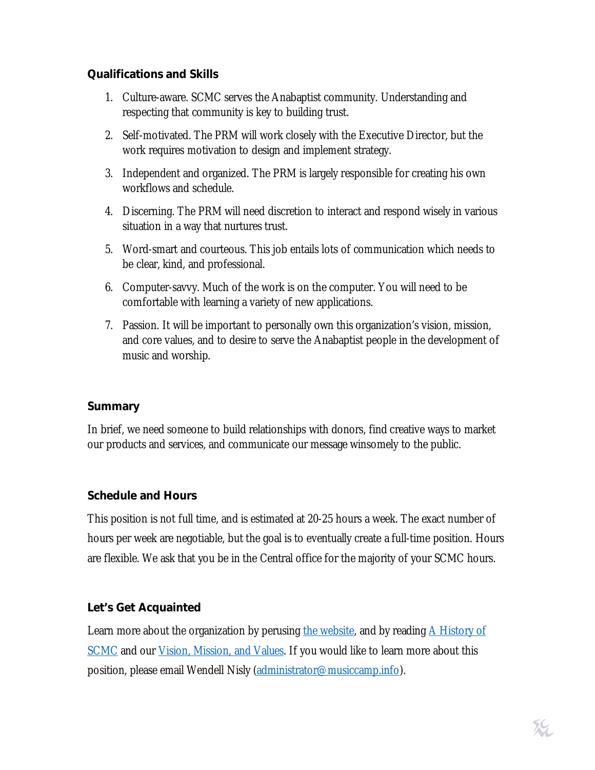### Qualifications and Skills

1. Culture-aware. SCMC serves the Anabaptist community. Understanding and respecting that community is key to building trust.
2. Self-motivated. The PRM will work closely with the Executive Director, but the work requires motivation to design and implement strategy.
3. Independent and organized. The PRM is largely responsible for creating his own workflows and schedule.
4. Discerning. The PRM will need discretion to interact and respond wisely in various situation in a way that nurtures trust.
5. Word-smart and courteous. This job entails lots of communication which needs to be clear, kind, and professional.
6. Computer-savvy. Much of the work is on the computer. You will need to be comfortable with learning a variety of new applications.
7. Passion. It will be important to personally own this organization's vision, mission, and core values, and to desire to serve the Anabaptist people in the development of music and worship.

### Summary

In brief, we need someone to build relationships with donors, find creative ways to market our products and services, and communicate our message winsomely to the public.

### Schedule and Hours

This position is not full time, and is estimated at 20-25 hours a week. The exact number of hours per week are negotiable, but the goal is to eventually create a full-time position. Hours are flexible. We ask that you be in the Central office for the majority of your SCMC hours.

### Let's Get Acquainted

Learn more about the organization by perusing the website, and by reading A History of SCMC and our Vision, Mission, and Values. If you would like to learn more about this position, please email Wendell Nisly (administrator@musiccamp.info).